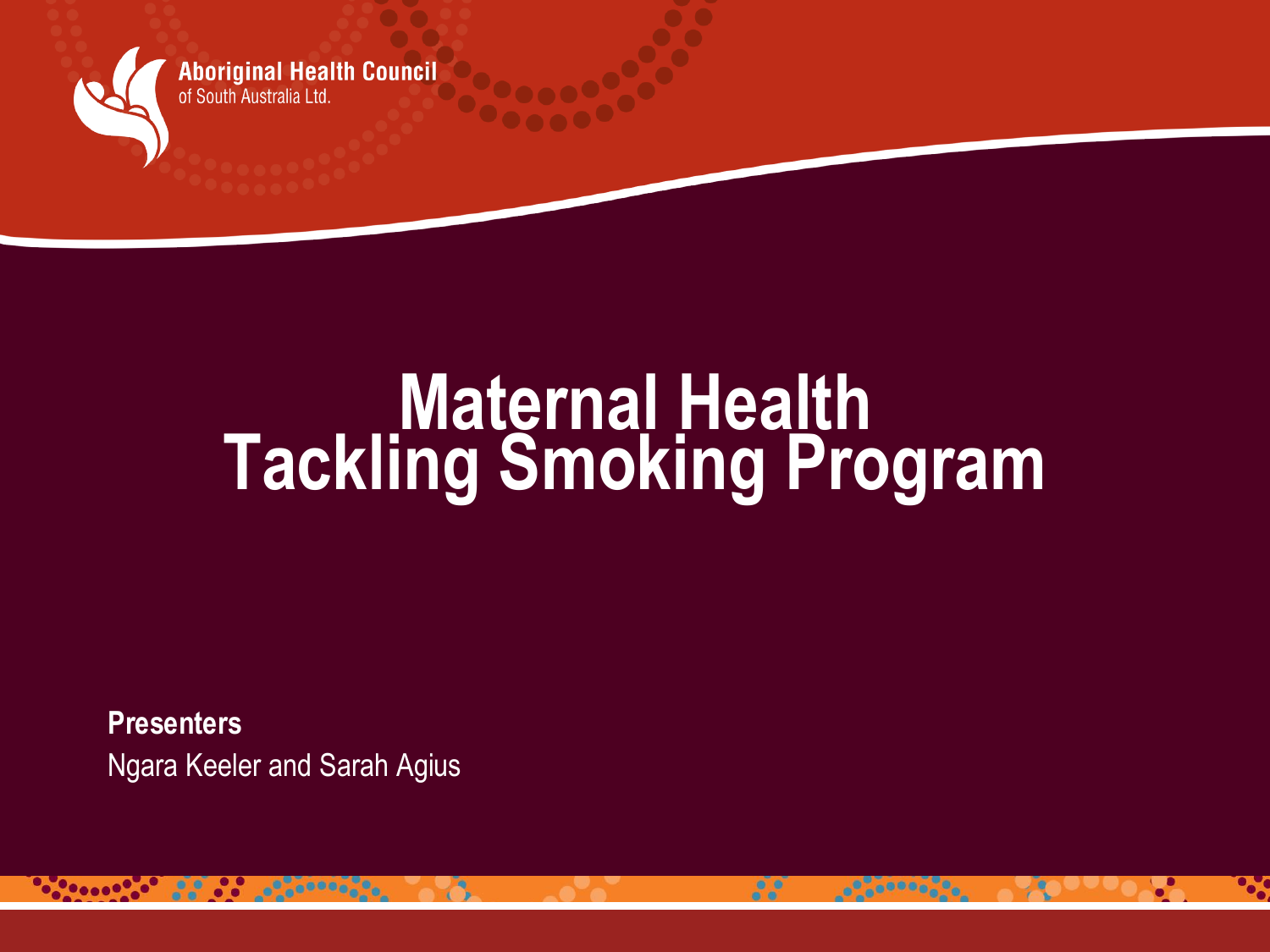Aboriginal Health Council
of South Australia Ltd.

# Maternal Health Tackling Smoking Program

**Presenters**

Ngara Keeler and Sarah Agius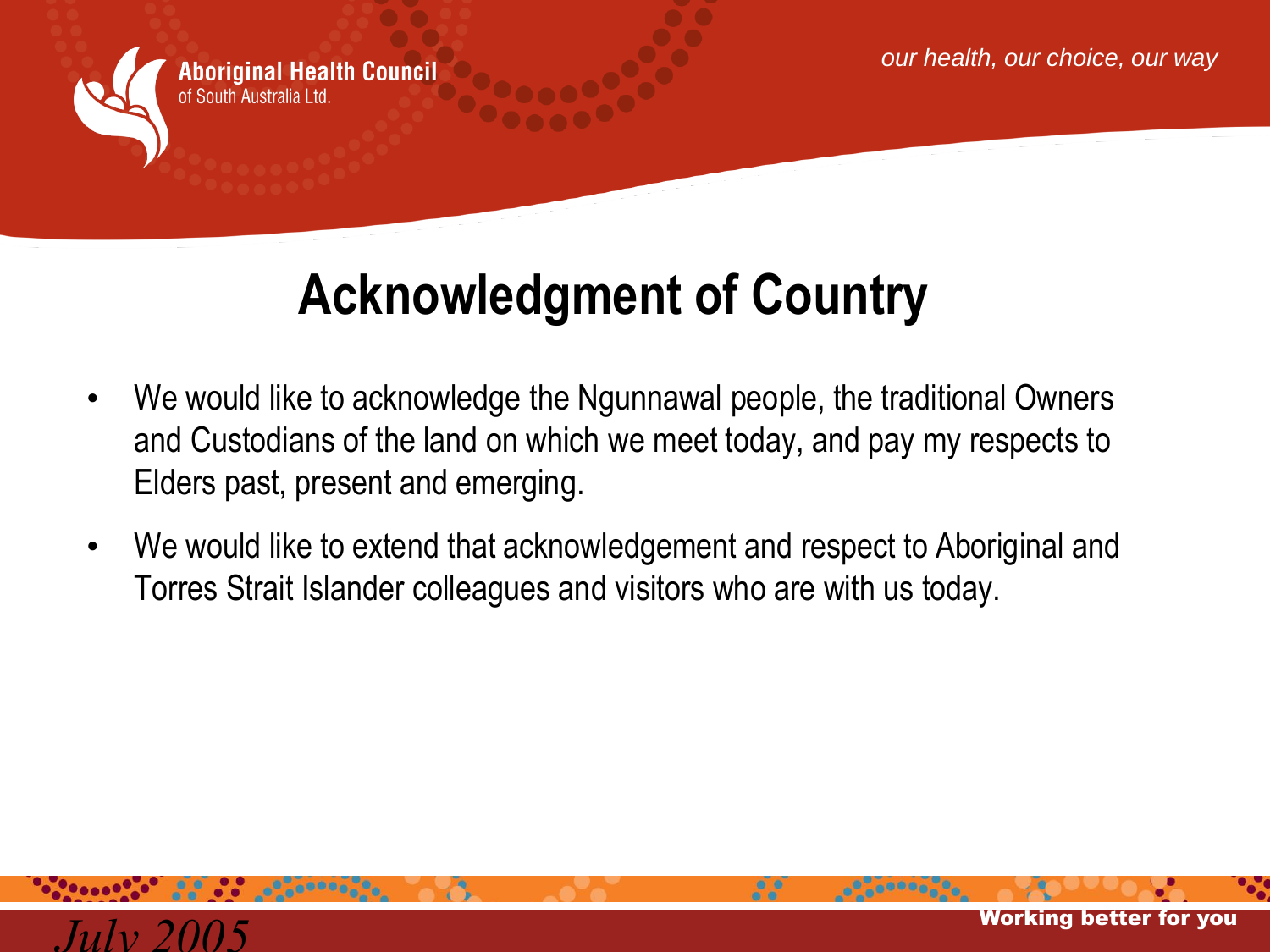# Acknowledgment of Country

- We would like to acknowledge the Ngunnawal people, the traditional Owners and Custodians of the land on which we meet today, and pay my respects to Elders past, present and emerging.
- We would like to extend that acknowledgement and respect to Aboriginal and Torres Strait Islander colleagues and visitors who are with us today.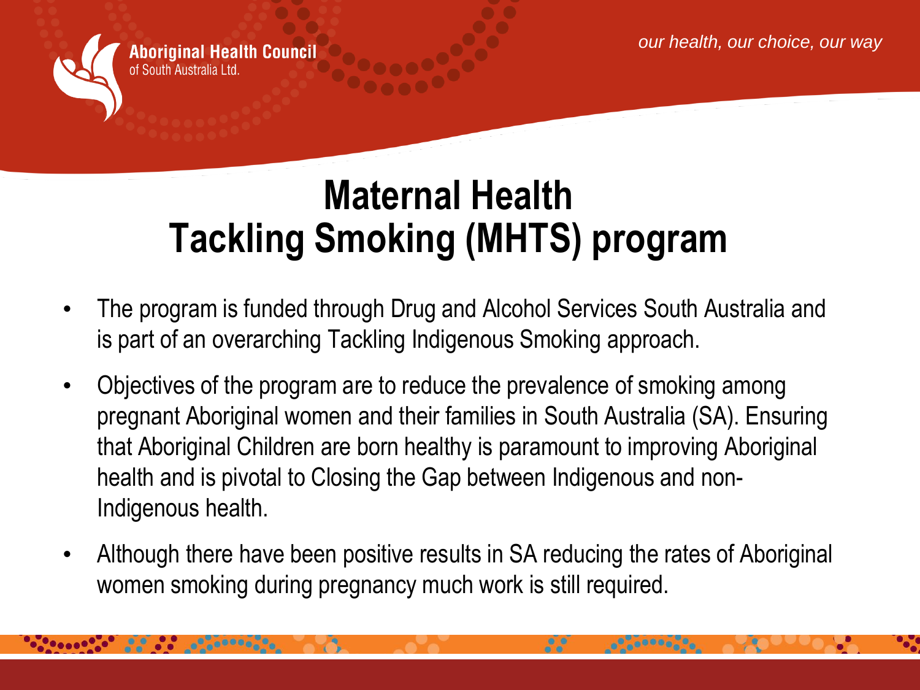# Maternal Health Tackling Smoking (MHTS) program

- The program is funded through Drug and Alcohol Services South Australia and is part of an overarching Tackling Indigenous Smoking approach.
- Objectives of the program are to reduce the prevalence of smoking among pregnant Aboriginal women and their families in South Australia (SA). Ensuring that Aboriginal Children are born healthy is paramount to improving Aboriginal health and is pivotal to Closing the Gap between Indigenous and non-Indigenous health.
- Although there have been positive results in SA reducing the rates of Aboriginal women smoking during pregnancy much work is still required.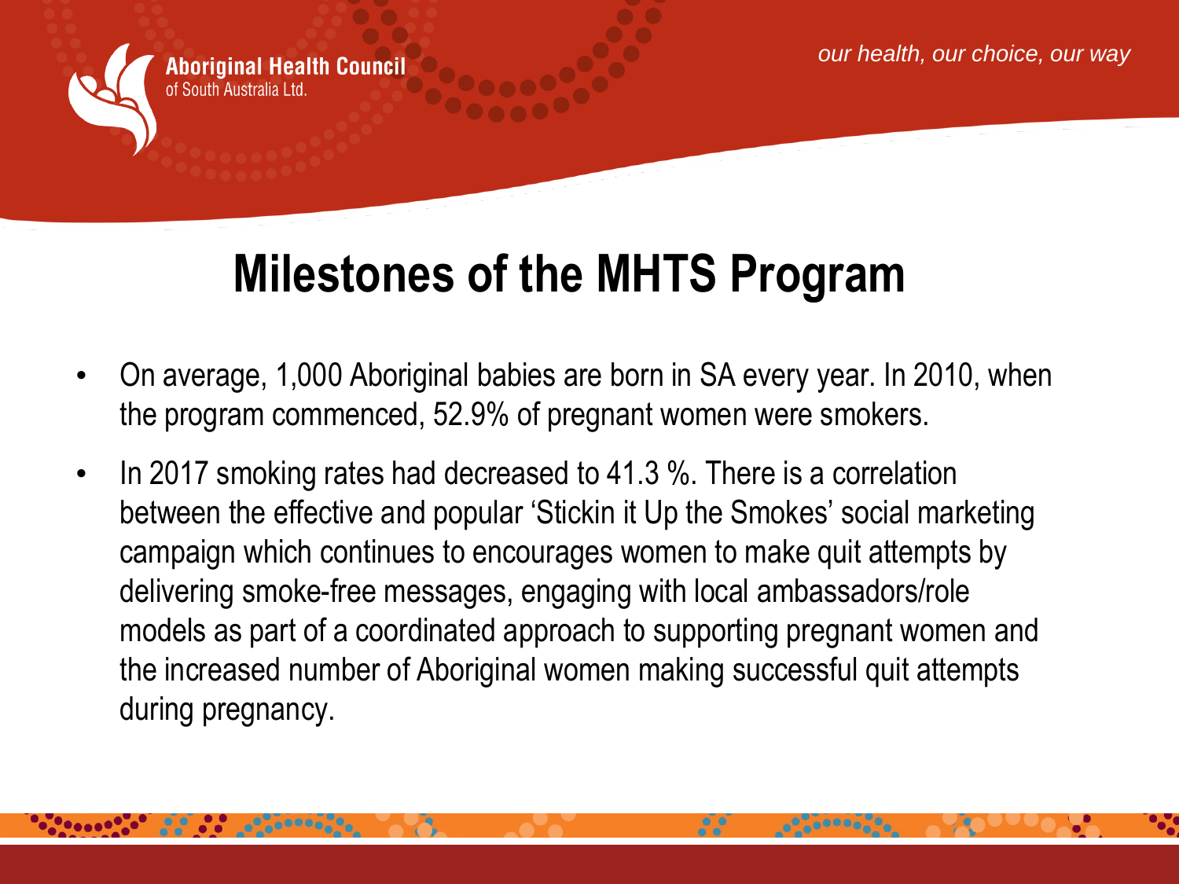# Milestones of the MHTS Program

- On average, 1,000 Aboriginal babies are born in SA every year. In 2010, when the program commenced, 52.9% of pregnant women were smokers.
- In 2017 smoking rates had decreased to 41.3 %. There is a correlation between the effective and popular 'Stickin it Up the Smokes' social marketing campaign which continues to encourages women to make quit attempts by delivering smoke-free messages, engaging with local ambassadors/role models as part of a coordinated approach to supporting pregnant women and the increased number of Aboriginal women making successful quit attempts during pregnancy.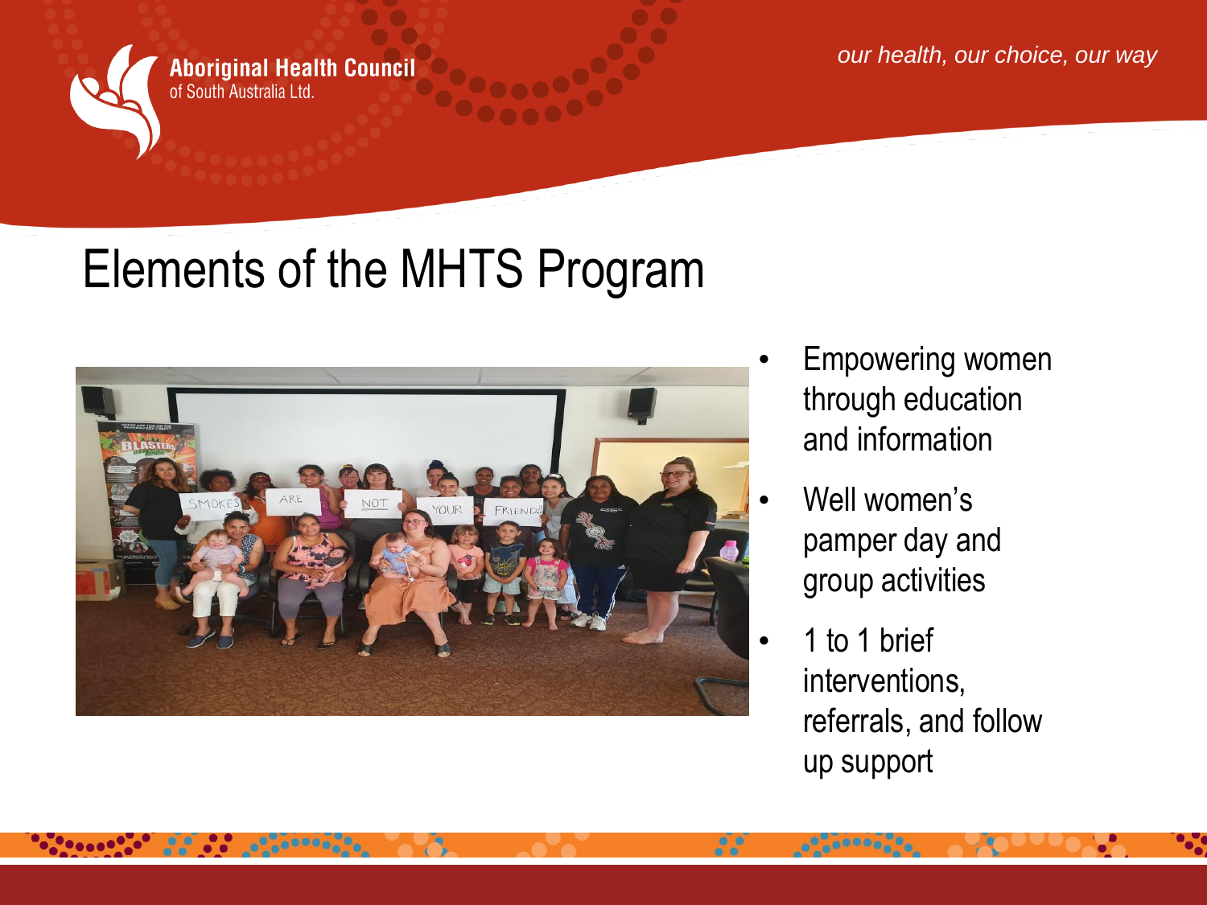# Elements of the MHTS Program

- Empowering women through education and information
- Well women's pamper day and group activities
- 1 to 1 brief interventions, referrals, and follow up support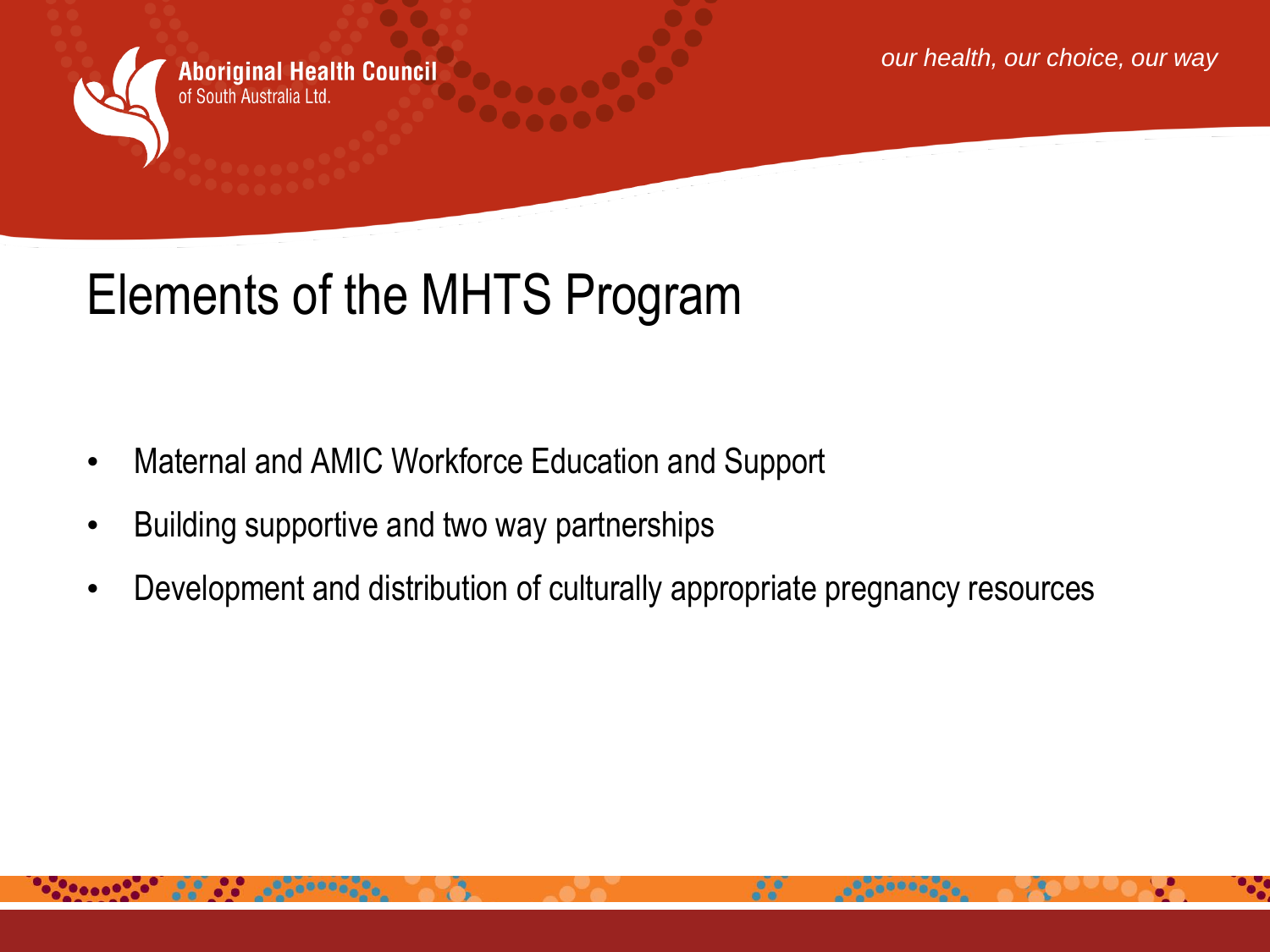# Elements of the MHTS Program

- Maternal and AMIC Workforce Education and Support
- Building supportive and two way partnerships
- Development and distribution of culturally appropriate pregnancy resources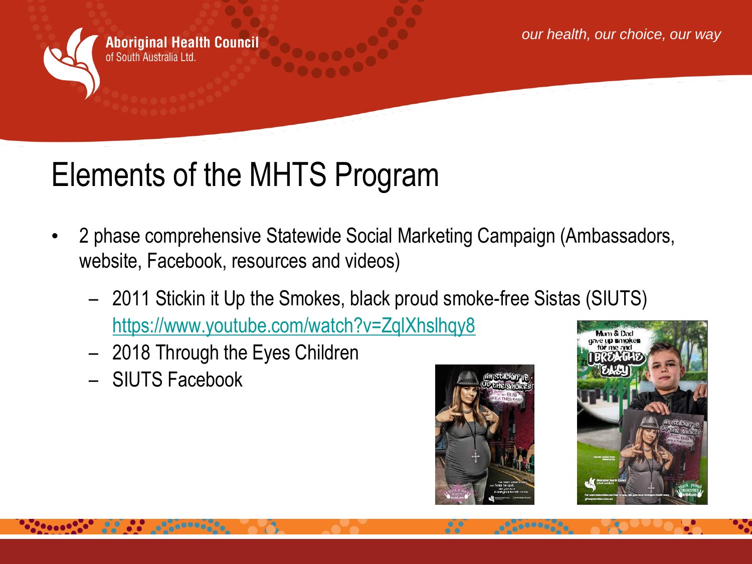# Elements of the MHTS Program

- 2 phase comprehensive Statewide Social Marketing Campaign (Ambassadors, website, Facebook, resources and videos)
  - 2011 Stickin it Up the Smokes, black proud smoke-free Sistas (SIUTS) https://www.youtube.com/watch?v=ZqlXhslhqy8
  - 2018 Through the Eyes Children
  - SIUTS Facebook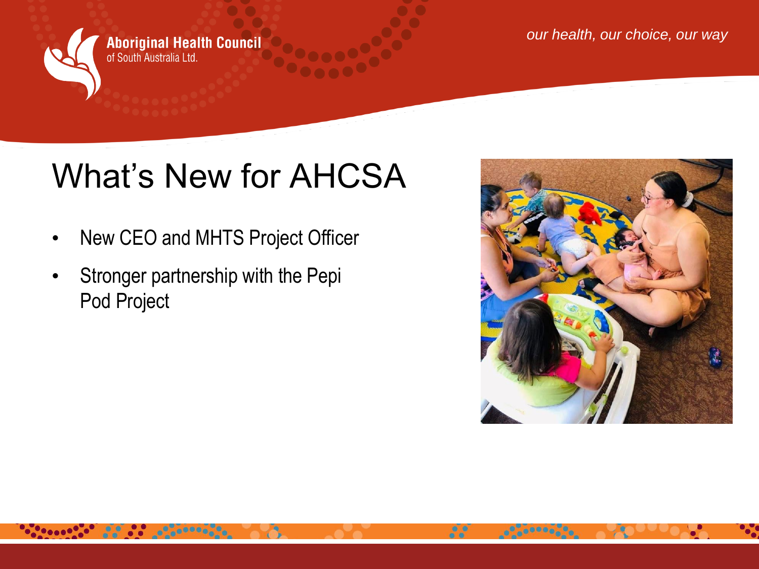# What's New for AHCSA

- New CEO and MHTS Project Officer
- Stronger partnership with the Pepi Pod Project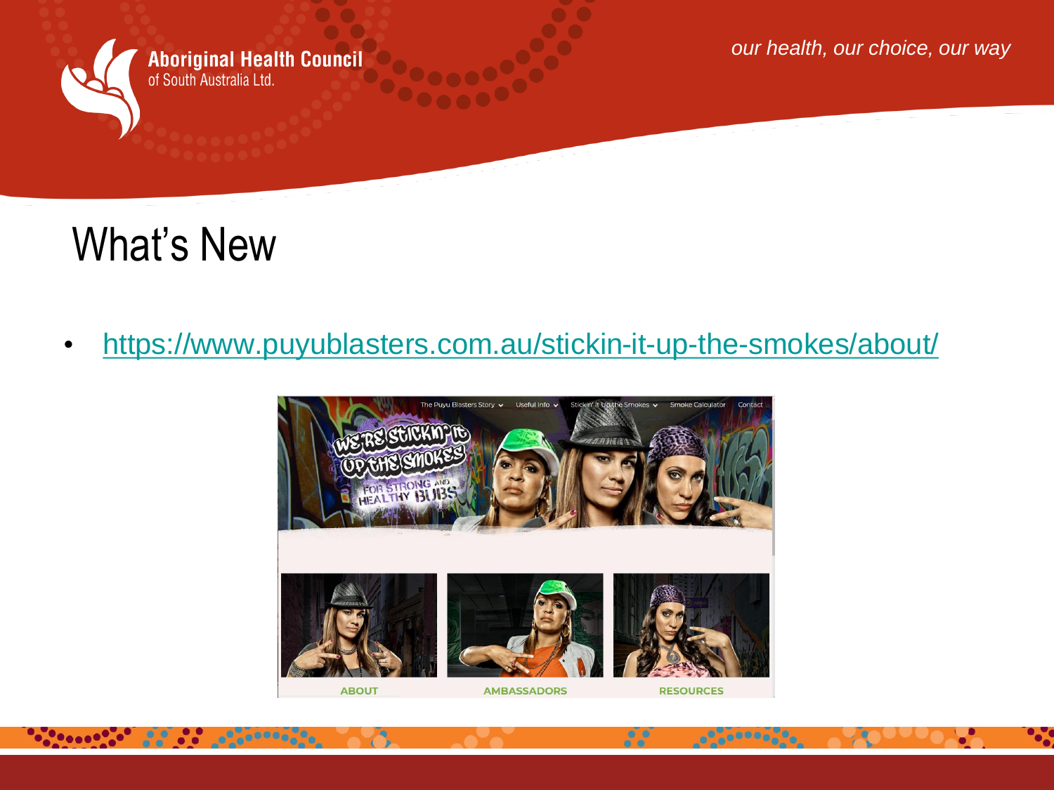# What's New

- https://www.puyublasters.com.au/stickin-it-up-the-smokes/about/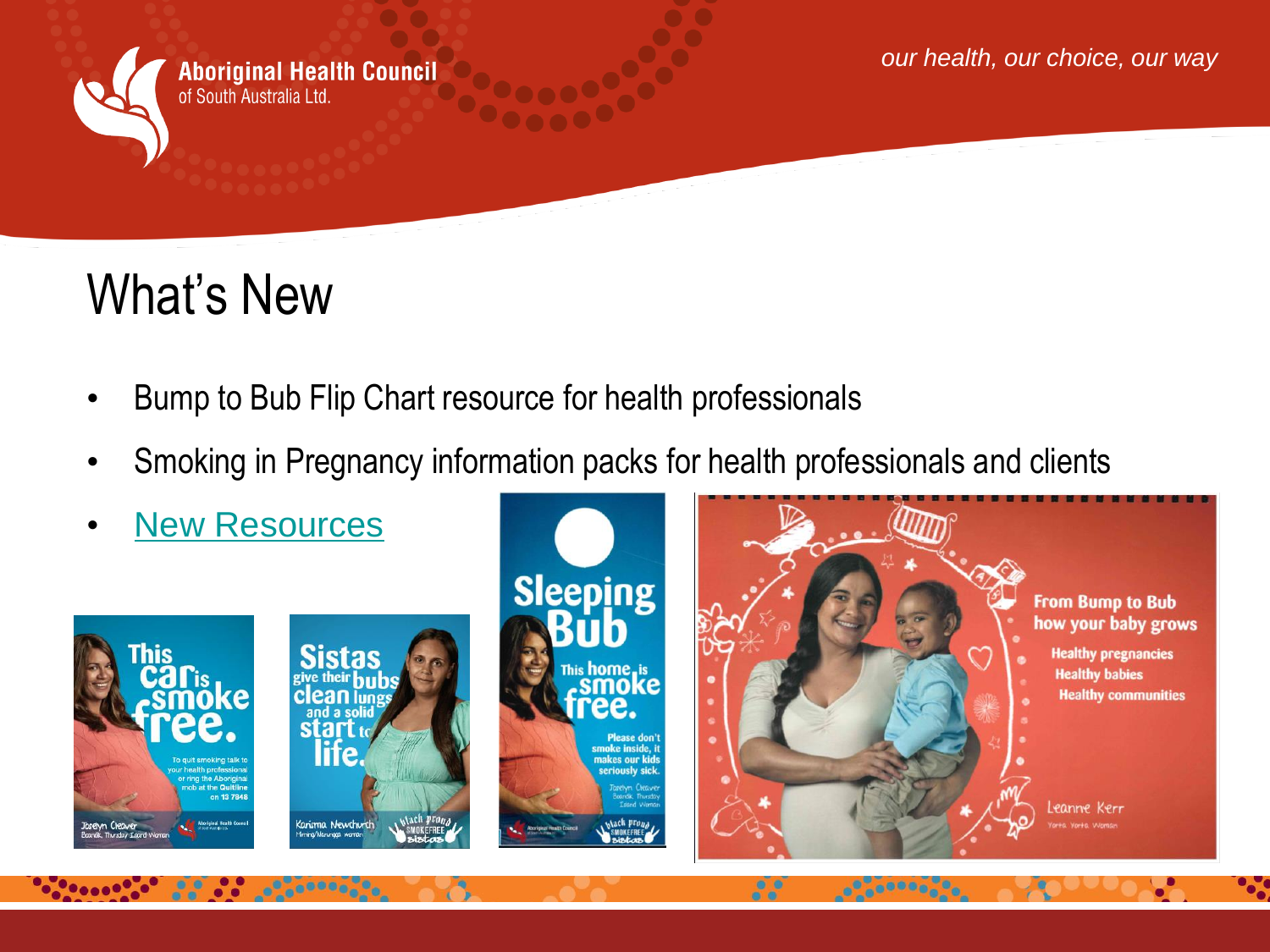# What's New

- Bump to Bub Flip Chart resource for health professionals
- Smoking in Pregnancy information packs for health professionals and clients
- New Resources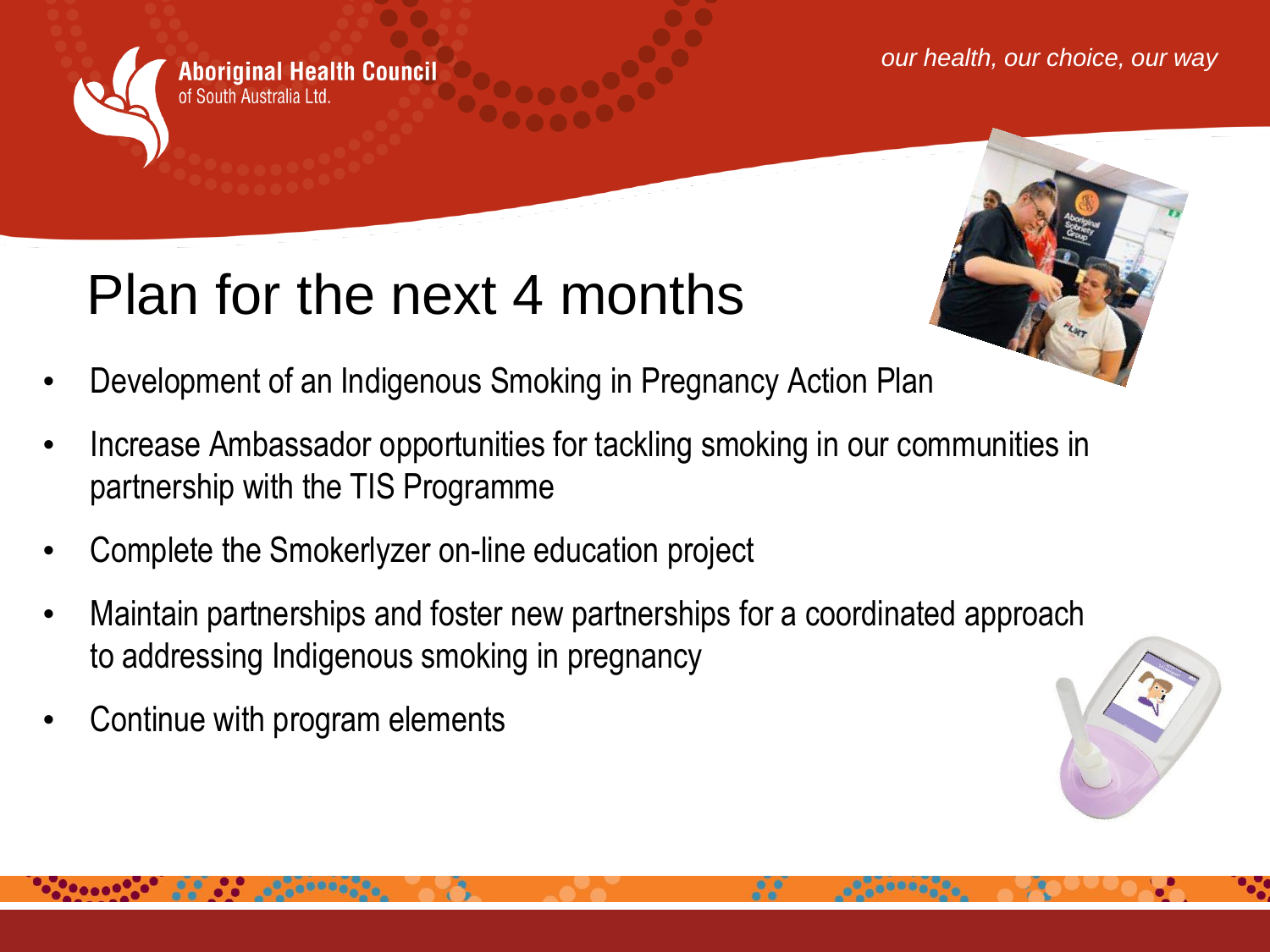# Plan for the next 4 months

- Development of an Indigenous Smoking in Pregnancy Action Plan
- Increase Ambassador opportunities for tackling smoking in our communities in partnership with the TIS Programme
- Complete the Smokerlyzer on-line education project
- Maintain partnerships and foster new partnerships for a coordinated approach to addressing Indigenous smoking in pregnancy
- Continue with program elements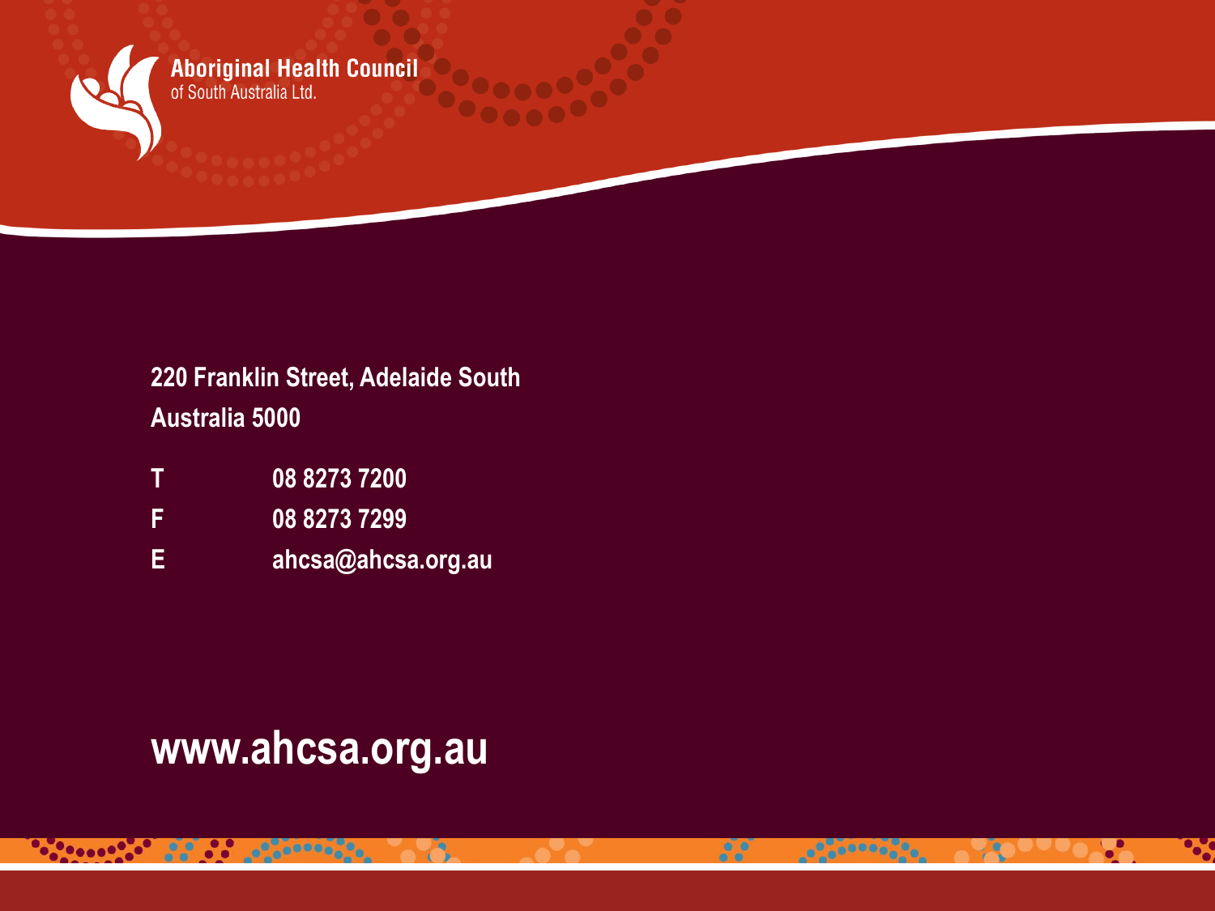Aboriginal Health Council
of South Australia Ltd.

220 Franklin Street, Adelaide South
Australia 5000

| | |
|---|---|
| T | 08 8273 7200 |
| F | 08 8273 7299 |
| E | ahcsa@ahcsa.org.au |

**www.ahcsa.org.au**